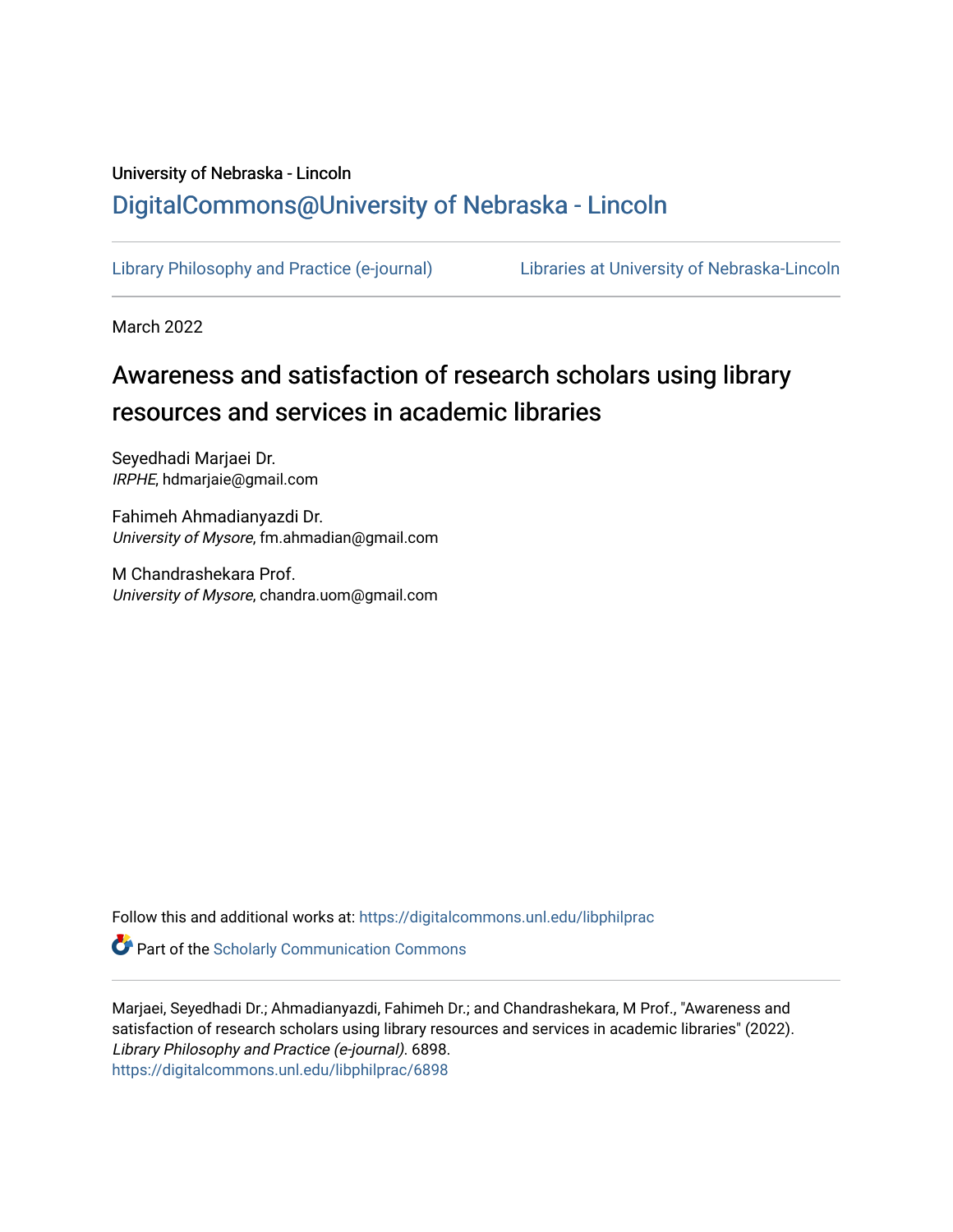University of Nebraska - Lincoln

[DigitalCommons@University of Nebraska - Lincoln](https://digitalcommons.unl.edu)

Library Philosophy and Practice (e-journal) — Libraries at University of Nebraska-Lincoln

March 2022

# Awareness and satisfaction of research scholars using library resources and services in academic libraries

Seyedhadi Marjaei Dr.
*IRPHE*, hdmarjaie@gmail.com

Fahimeh Ahmadianyazdi Dr.
*University of Mysore*, fm.ahmadian@gmail.com

M Chandrashekara Prof.
*University of Mysore*, chandra.uom@gmail.com

Follow this and additional works at: https://digitalcommons.unl.edu/libphilprac

Part of the Scholarly Communication Commons

Marjaei, Seyedhadi Dr.; Ahmadianyazdi, Fahimeh Dr.; and Chandrashekara, M Prof., "Awareness and satisfaction of research scholars using library resources and services in academic libraries" (2022). *Library Philosophy and Practice (e-journal)*. 6898.
https://digitalcommons.unl.edu/libphilprac/6898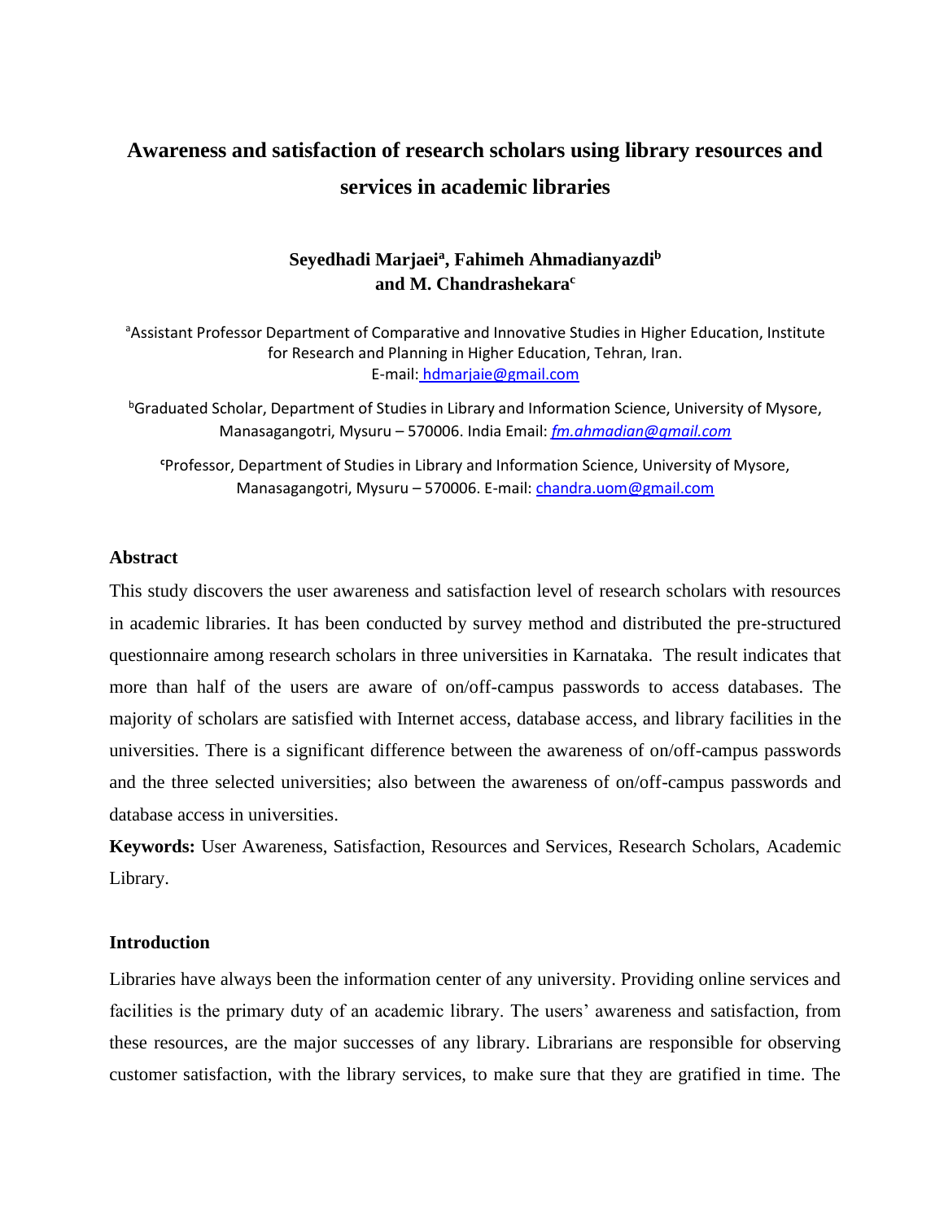# Awareness and satisfaction of research scholars using library resources and services in academic libraries

**Seyedhadi Marjaei[a], Fahimeh Ahmadianyazdi[b] and M. Chandrashekara[c]**

[a]Assistant Professor Department of Comparative and Innovative Studies in Higher Education, Institute for Research and Planning in Higher Education, Tehran, Iran.
E-mail: hdmarjaie@gmail.com

[b]Graduated Scholar, Department of Studies in Library and Information Science, University of Mysore, Manasagangotri, Mysuru – 570006. India Email: *fm.ahmadian@gmail.com*

[c]Professor, Department of Studies in Library and Information Science, University of Mysore, Manasagangotri, Mysuru – 570006. E-mail: chandra.uom@gmail.com

## Abstract

This study discovers the user awareness and satisfaction level of research scholars with resources in academic libraries. It has been conducted by survey method and distributed the pre-structured questionnaire among research scholars in three universities in Karnataka. The result indicates that more than half of the users are aware of on/off-campus passwords to access databases. The majority of scholars are satisfied with Internet access, database access, and library facilities in the universities. There is a significant difference between the awareness of on/off-campus passwords and the three selected universities; also between the awareness of on/off-campus passwords and database access in universities.

**Keywords:** User Awareness, Satisfaction, Resources and Services, Research Scholars, Academic Library.

## Introduction

Libraries have always been the information center of any university. Providing online services and facilities is the primary duty of an academic library. The users' awareness and satisfaction, from these resources, are the major successes of any library. Librarians are responsible for observing customer satisfaction, with the library services, to make sure that they are gratified in time. The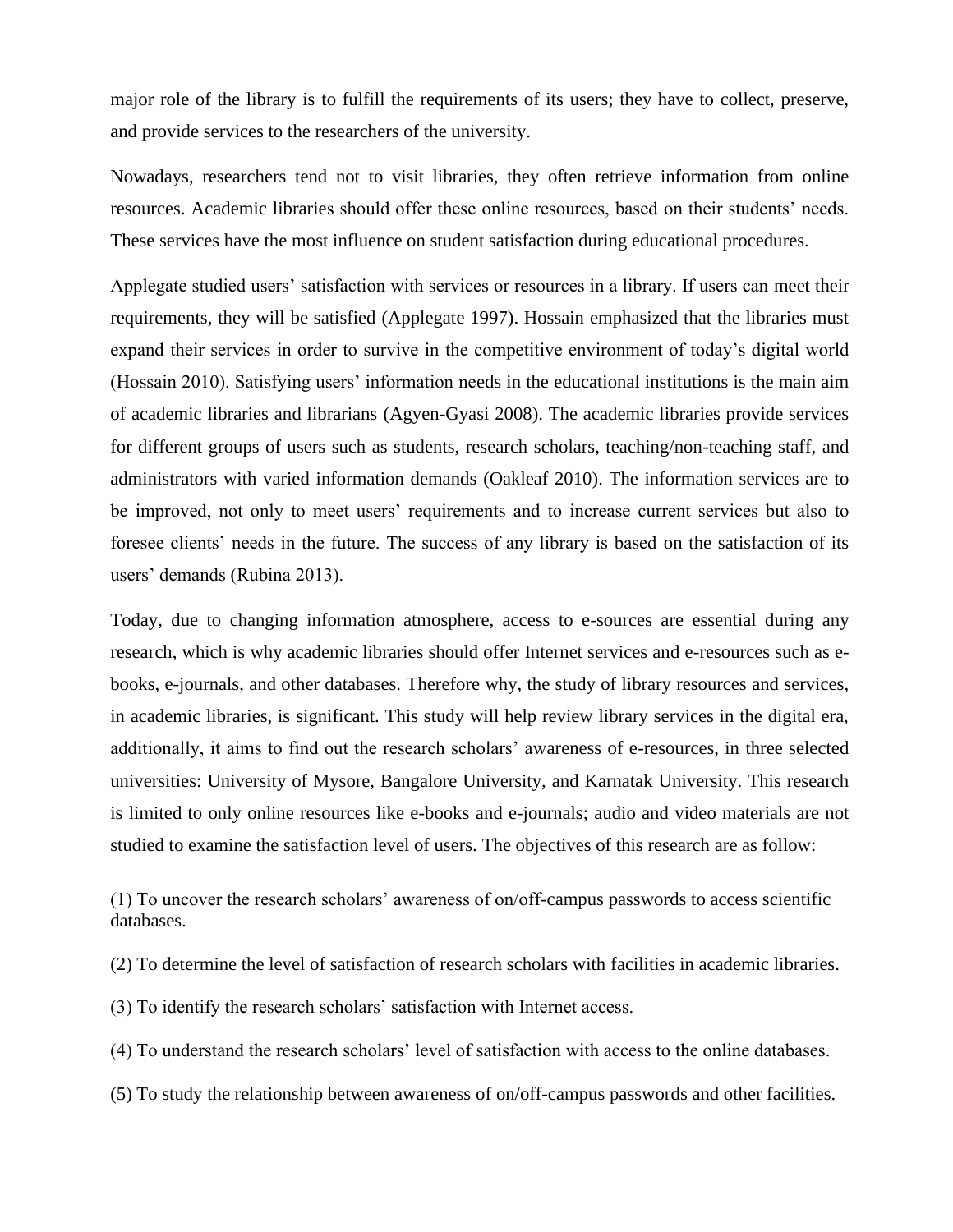major role of the library is to fulfill the requirements of its users; they have to collect, preserve, and provide services to the researchers of the university.

Nowadays, researchers tend not to visit libraries, they often retrieve information from online resources. Academic libraries should offer these online resources, based on their students' needs. These services have the most influence on student satisfaction during educational procedures.

Applegate studied users' satisfaction with services or resources in a library. If users can meet their requirements, they will be satisfied (Applegate 1997). Hossain emphasized that the libraries must expand their services in order to survive in the competitive environment of today's digital world (Hossain 2010). Satisfying users' information needs in the educational institutions is the main aim of academic libraries and librarians (Agyen-Gyasi 2008). The academic libraries provide services for different groups of users such as students, research scholars, teaching/non-teaching staff, and administrators with varied information demands (Oakleaf 2010). The information services are to be improved, not only to meet users' requirements and to increase current services but also to foresee clients' needs in the future. The success of any library is based on the satisfaction of its users' demands (Rubina 2013).

Today, due to changing information atmosphere, access to e-sources are essential during any research, which is why academic libraries should offer Internet services and e-resources such as e-books, e-journals, and other databases. Therefore why, the study of library resources and services, in academic libraries, is significant. This study will help review library services in the digital era, additionally, it aims to find out the research scholars' awareness of e-resources, in three selected universities: University of Mysore, Bangalore University, and Karnatak University. This research is limited to only online resources like e-books and e-journals; audio and video materials are not studied to examine the satisfaction level of users. The objectives of this research are as follow:

(1) To uncover the research scholars' awareness of on/off-campus passwords to access scientific databases.

(2) To determine the level of satisfaction of research scholars with facilities in academic libraries.

(3) To identify the research scholars' satisfaction with Internet access.

(4) To understand the research scholars' level of satisfaction with access to the online databases.

(5) To study the relationship between awareness of on/off-campus passwords and other facilities.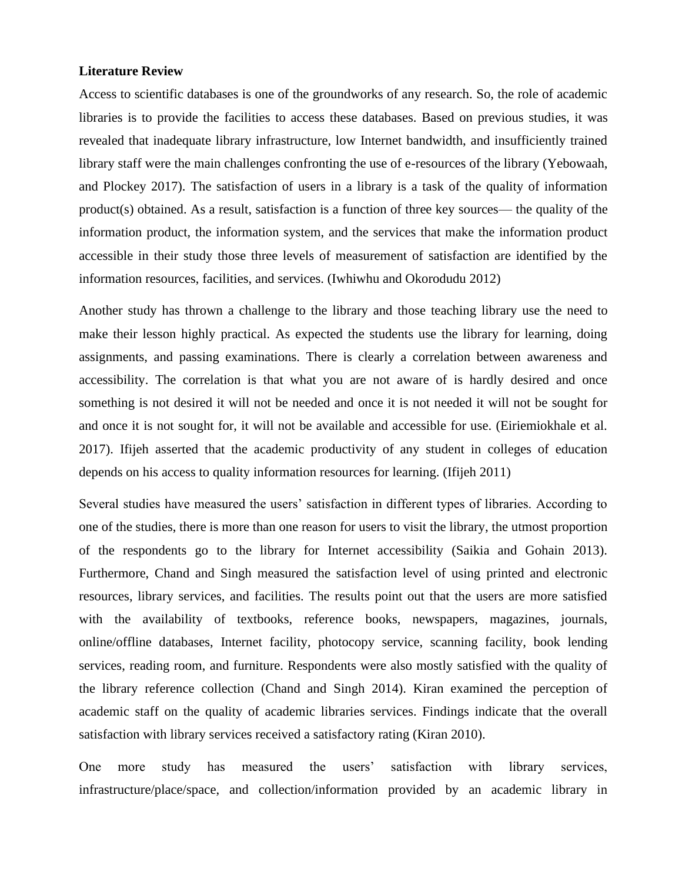**Literature Review**

Access to scientific databases is one of the groundworks of any research. So, the role of academic libraries is to provide the facilities to access these databases. Based on previous studies, it was revealed that inadequate library infrastructure, low Internet bandwidth, and insufficiently trained library staff were the main challenges confronting the use of e-resources of the library (Yebowaah, and Plockey 2017). The satisfaction of users in a library is a task of the quality of information product(s) obtained. As a result, satisfaction is a function of three key sources— the quality of the information product, the information system, and the services that make the information product accessible in their study those three levels of measurement of satisfaction are identified by the information resources, facilities, and services. (Iwhiwhu and Okorodudu 2012)

Another study has thrown a challenge to the library and those teaching library use the need to make their lesson highly practical. As expected the students use the library for learning, doing assignments, and passing examinations. There is clearly a correlation between awareness and accessibility. The correlation is that what you are not aware of is hardly desired and once something is not desired it will not be needed and once it is not needed it will not be sought for and once it is not sought for, it will not be available and accessible for use. (Eiriemiokhale et al. 2017). Ifijeh asserted that the academic productivity of any student in colleges of education depends on his access to quality information resources for learning. (Ifijeh 2011)

Several studies have measured the users' satisfaction in different types of libraries. According to one of the studies, there is more than one reason for users to visit the library, the utmost proportion of the respondents go to the library for Internet accessibility (Saikia and Gohain 2013). Furthermore, Chand and Singh measured the satisfaction level of using printed and electronic resources, library services, and facilities. The results point out that the users are more satisfied with the availability of textbooks, reference books, newspapers, magazines, journals, online/offline databases, Internet facility, photocopy service, scanning facility, book lending services, reading room, and furniture. Respondents were also mostly satisfied with the quality of the library reference collection (Chand and Singh 2014). Kiran examined the perception of academic staff on the quality of academic libraries services. Findings indicate that the overall satisfaction with library services received a satisfactory rating (Kiran 2010).

One more study has measured the users' satisfaction with library services, infrastructure/place/space, and collection/information provided by an academic library in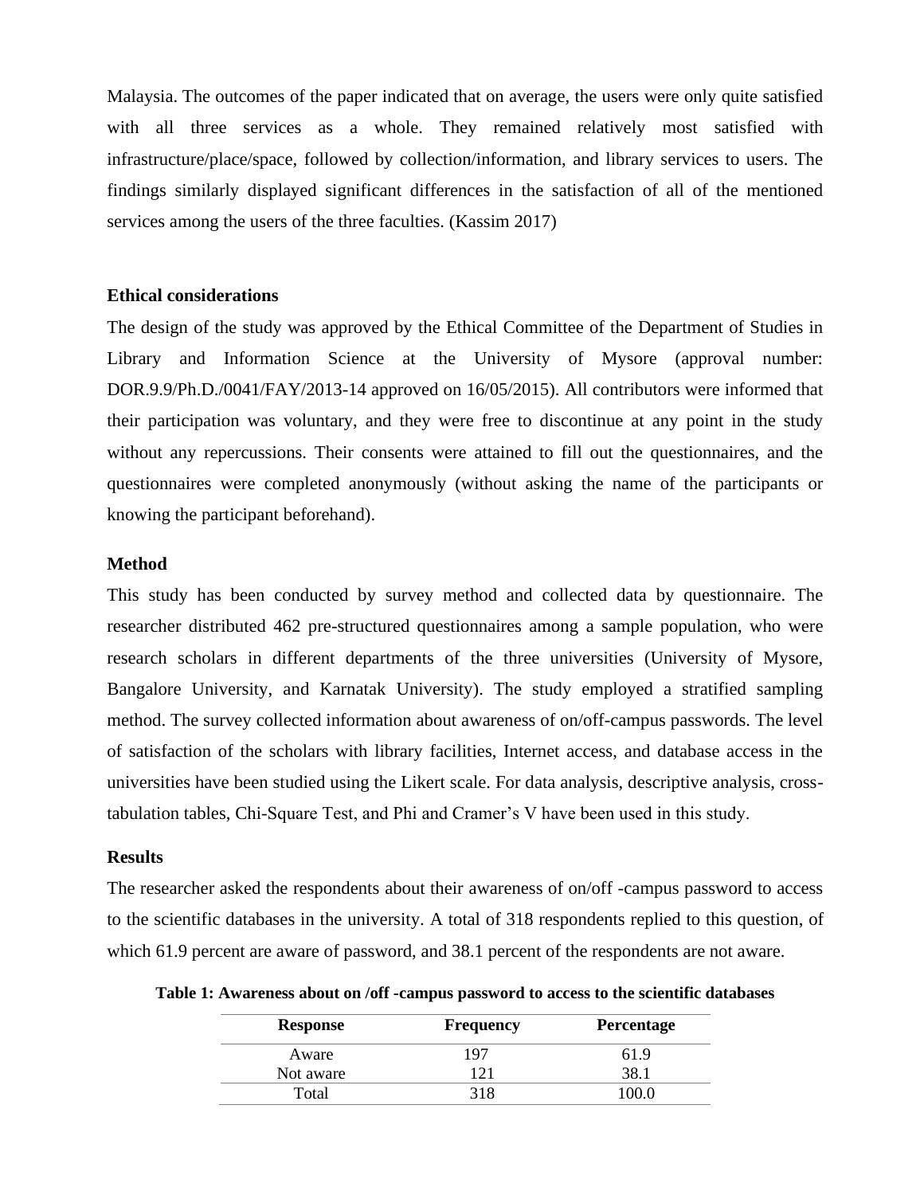Malaysia. The outcomes of the paper indicated that on average, the users were only quite satisfied with all three services as a whole. They remained relatively most satisfied with infrastructure/place/space, followed by collection/information, and library services to users. The findings similarly displayed significant differences in the satisfaction of all of the mentioned services among the users of the three faculties. (Kassim 2017)

## Ethical considerations

The design of the study was approved by the Ethical Committee of the Department of Studies in Library and Information Science at the University of Mysore (approval number: DOR.9.9/Ph.D./0041/FAY/2013-14 approved on 16/05/2015). All contributors were informed that their participation was voluntary, and they were free to discontinue at any point in the study without any repercussions. Their consents were attained to fill out the questionnaires, and the questionnaires were completed anonymously (without asking the name of the participants or knowing the participant beforehand).

## Method

This study has been conducted by survey method and collected data by questionnaire. The researcher distributed 462 pre-structured questionnaires among a sample population, who were research scholars in different departments of the three universities (University of Mysore, Bangalore University, and Karnatak University). The study employed a stratified sampling method. The survey collected information about awareness of on/off-campus passwords. The level of satisfaction of the scholars with library facilities, Internet access, and database access in the universities have been studied using the Likert scale. For data analysis, descriptive analysis, cross-tabulation tables, Chi-Square Test, and Phi and Cramer's V have been used in this study.

## Results

The researcher asked the respondents about their awareness of on/off -campus password to access to the scientific databases in the university. A total of 318 respondents replied to this question, of which 61.9 percent are aware of password, and 38.1 percent of the respondents are not aware.

**Table 1: Awareness about on /off -campus password to access to the scientific databases**

| Response | Frequency | Percentage |
|---|---|---|
| Aware | 197 | 61.9 |
| Not aware | 121 | 38.1 |
| Total | 318 | 100.0 |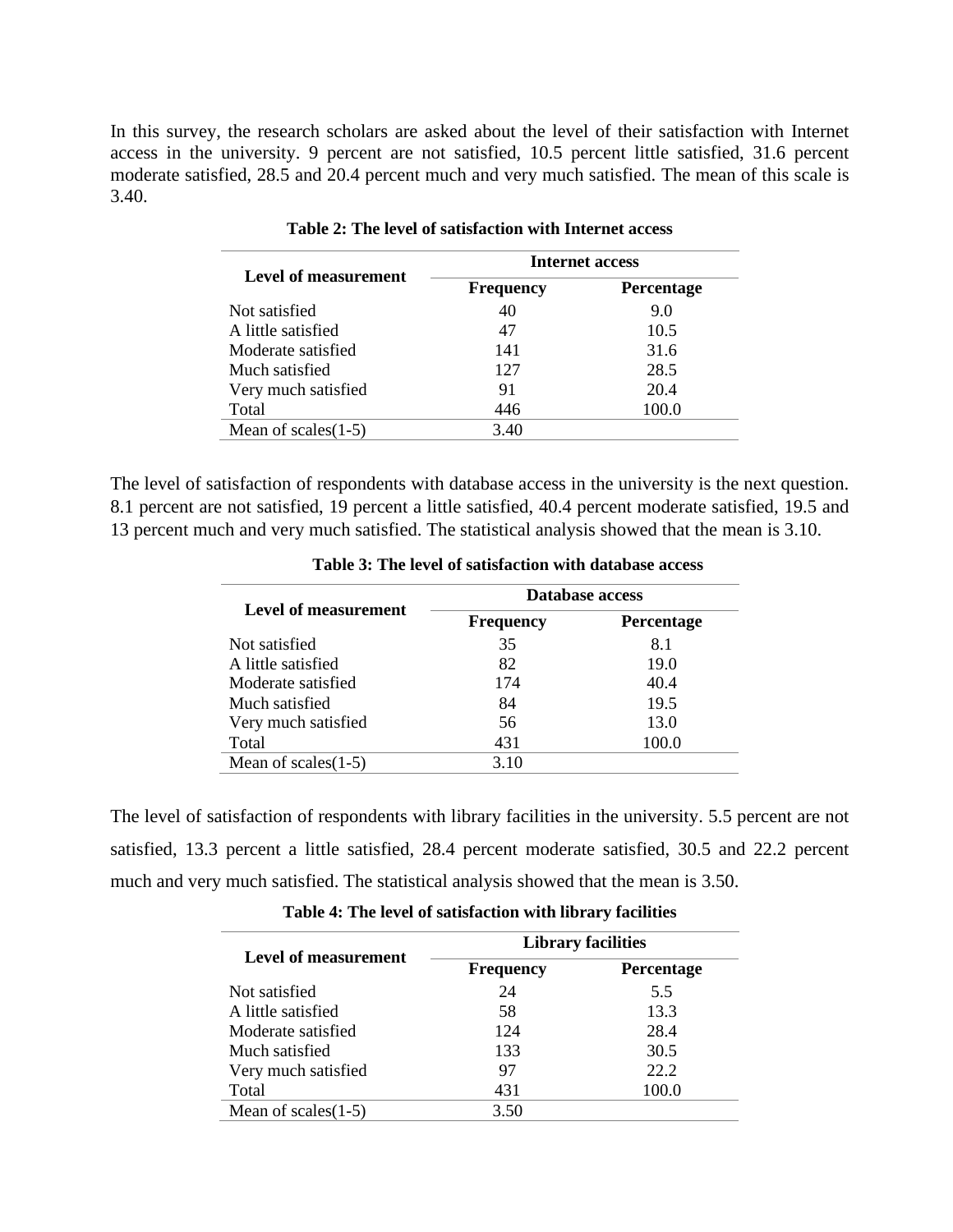In this survey, the research scholars are asked about the level of their satisfaction with Internet access in the university. 9 percent are not satisfied, 10.5 percent little satisfied, 31.6 percent moderate satisfied, 28.5 and 20.4 percent much and very much satisfied. The mean of this scale is 3.40.

**Table 2: The level of satisfaction with Internet access**

| Level of measurement | Internet access | |
|---|---|---|
| | **Frequency** | **Percentage** |
| Not satisfied | 40 | 9.0 |
| A little satisfied | 47 | 10.5 |
| Moderate satisfied | 141 | 31.6 |
| Much satisfied | 127 | 28.5 |
| Very much satisfied | 91 | 20.4 |
| Total | 446 | 100.0 |
| Mean of scales(1-5) | 3.40 | |

The level of satisfaction of respondents with database access in the university is the next question. 8.1 percent are not satisfied, 19 percent a little satisfied, 40.4 percent moderate satisfied, 19.5 and 13 percent much and very much satisfied. The statistical analysis showed that the mean is 3.10.

**Table 3: The level of satisfaction with database access**

| Level of measurement | Database access | |
|---|---|---|
| | **Frequency** | **Percentage** |
| Not satisfied | 35 | 8.1 |
| A little satisfied | 82 | 19.0 |
| Moderate satisfied | 174 | 40.4 |
| Much satisfied | 84 | 19.5 |
| Very much satisfied | 56 | 13.0 |
| Total | 431 | 100.0 |
| Mean of scales(1-5) | 3.10 | |

The level of satisfaction of respondents with library facilities in the university. 5.5 percent are not satisfied, 13.3 percent a little satisfied, 28.4 percent moderate satisfied, 30.5 and 22.2 percent much and very much satisfied. The statistical analysis showed that the mean is 3.50.

**Table 4: The level of satisfaction with library facilities**

| Level of measurement | Library facilities | |
|---|---|---|
| | **Frequency** | **Percentage** |
| Not satisfied | 24 | 5.5 |
| A little satisfied | 58 | 13.3 |
| Moderate satisfied | 124 | 28.4 |
| Much satisfied | 133 | 30.5 |
| Very much satisfied | 97 | 22.2 |
| Total | 431 | 100.0 |
| Mean of scales(1-5) | 3.50 | |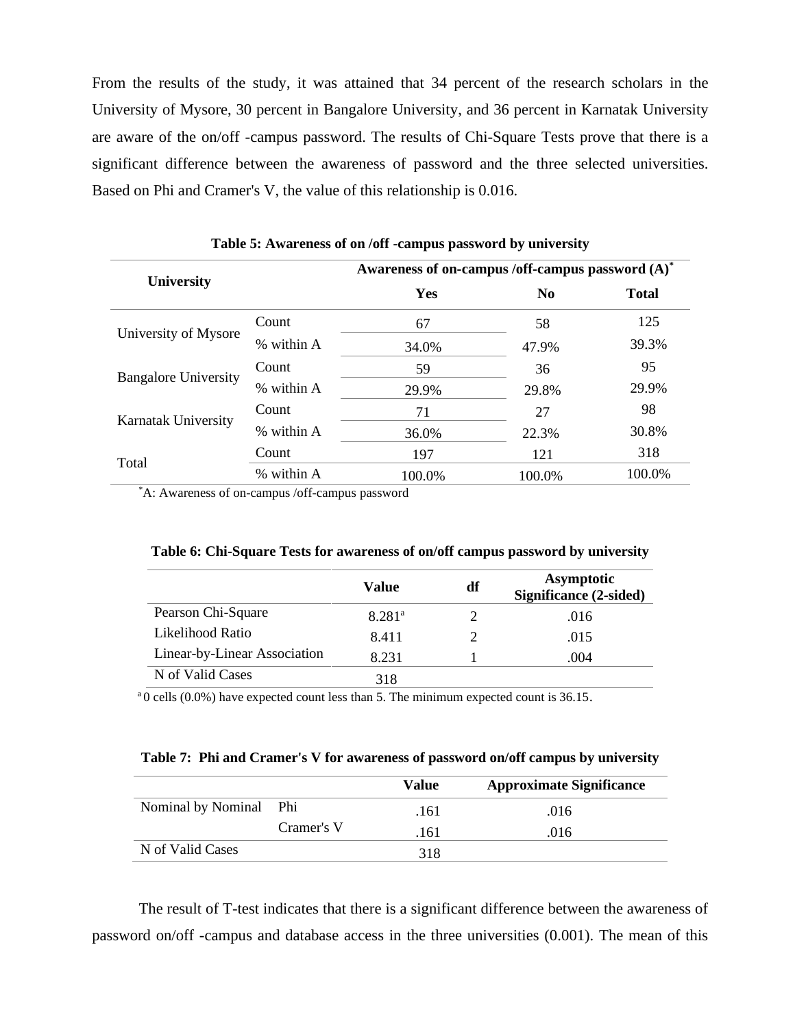From the results of the study, it was attained that 34 percent of the research scholars in the University of Mysore, 30 percent in Bangalore University, and 36 percent in Karnatak University are aware of the on/off -campus password. The results of Chi-Square Tests prove that there is a significant difference between the awareness of password and the three selected universities. Based on Phi and Cramer's V, the value of this relationship is 0.016.

**Table 5: Awareness of on /off -campus password by university**

| University | | Awareness of on-campus /off-campus password (A)* | | |
|---|---|---|---|---|
| | | Yes | No | Total |
| University of Mysore | Count | 67 | 58 | 125 |
| | % within A | 34.0% | 47.9% | 39.3% |
| Bangalore University | Count | 59 | 36 | 95 |
| | % within A | 29.9% | 29.8% | 29.9% |
| Karnatak University | Count | 71 | 27 | 98 |
| | % within A | 36.0% | 22.3% | 30.8% |
| Total | Count | 197 | 121 | 318 |
| | % within A | 100.0% | 100.0% | 100.0% |

*A: Awareness of on-campus /off-campus password

**Table 6: Chi-Square Tests for awareness of on/off campus password by university**

| | Value | df | Asymptotic Significance (2-sided) |
|---|---|---|---|
| Pearson Chi-Square | 8.281[a] | 2 | .016 |
| Likelihood Ratio | 8.411 | 2 | .015 |
| Linear-by-Linear Association | 8.231 | 1 | .004 |
| N of Valid Cases | 318 | | |

[a] 0 cells (0.0%) have expected count less than 5. The minimum expected count is 36.15.

**Table 7: Phi and Cramer's V for awareness of password on/off campus by university**

| | | Value | Approximate Significance |
|---|---|---|---|
| Nominal by Nominal | Phi | .161 | .016 |
| | Cramer's V | .161 | .016 |
| N of Valid Cases | | 318 | |

The result of T-test indicates that there is a significant difference between the awareness of password on/off -campus and database access in the three universities (0.001). The mean of this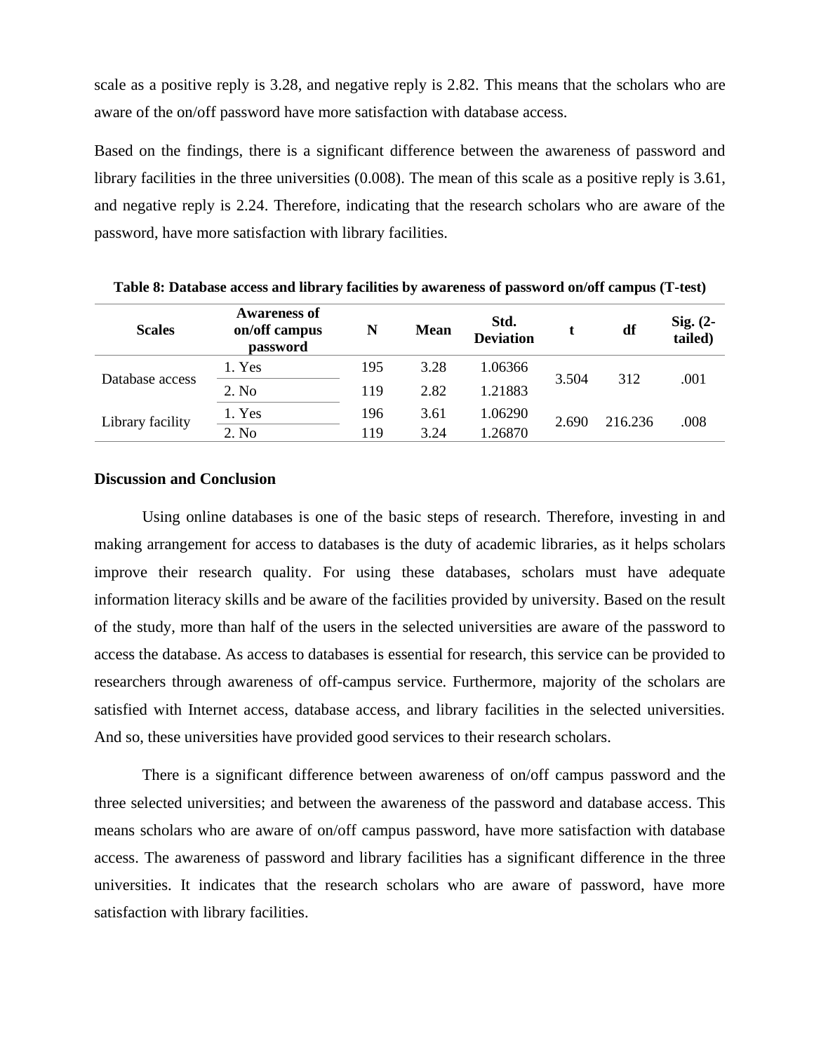scale as a positive reply is 3.28, and negative reply is 2.82. This means that the scholars who are aware of the on/off password have more satisfaction with database access.

Based on the findings, there is a significant difference between the awareness of password and library facilities in the three universities (0.008). The mean of this scale as a positive reply is 3.61, and negative reply is 2.24. Therefore, indicating that the research scholars who are aware of the password, have more satisfaction with library facilities.

**Table 8: Database access and library facilities by awareness of password on/off campus (T-test)**

| Scales | Awareness of on/off campus password | N | Mean | Std. Deviation | t | df | Sig. (2-tailed) |
|---|---|---|---|---|---|---|---|
| Database access | 1. Yes | 195 | 3.28 | 1.06366 | 3.504 | 312 | .001 |
| | 2. No | 119 | 2.82 | 1.21883 | | | |
| Library facility | 1. Yes | 196 | 3.61 | 1.06290 | 2.690 | 216.236 | .008 |
| | 2. No | 119 | 3.24 | 1.26870 | | | |

### Discussion and Conclusion

Using online databases is one of the basic steps of research. Therefore, investing in and making arrangement for access to databases is the duty of academic libraries, as it helps scholars improve their research quality. For using these databases, scholars must have adequate information literacy skills and be aware of the facilities provided by university. Based on the result of the study, more than half of the users in the selected universities are aware of the password to access the database. As access to databases is essential for research, this service can be provided to researchers through awareness of off-campus service. Furthermore, majority of the scholars are satisfied with Internet access, database access, and library facilities in the selected universities. And so, these universities have provided good services to their research scholars.

There is a significant difference between awareness of on/off campus password and the three selected universities; and between the awareness of the password and database access. This means scholars who are aware of on/off campus password, have more satisfaction with database access. The awareness of password and library facilities has a significant difference in the three universities. It indicates that the research scholars who are aware of password, have more satisfaction with library facilities.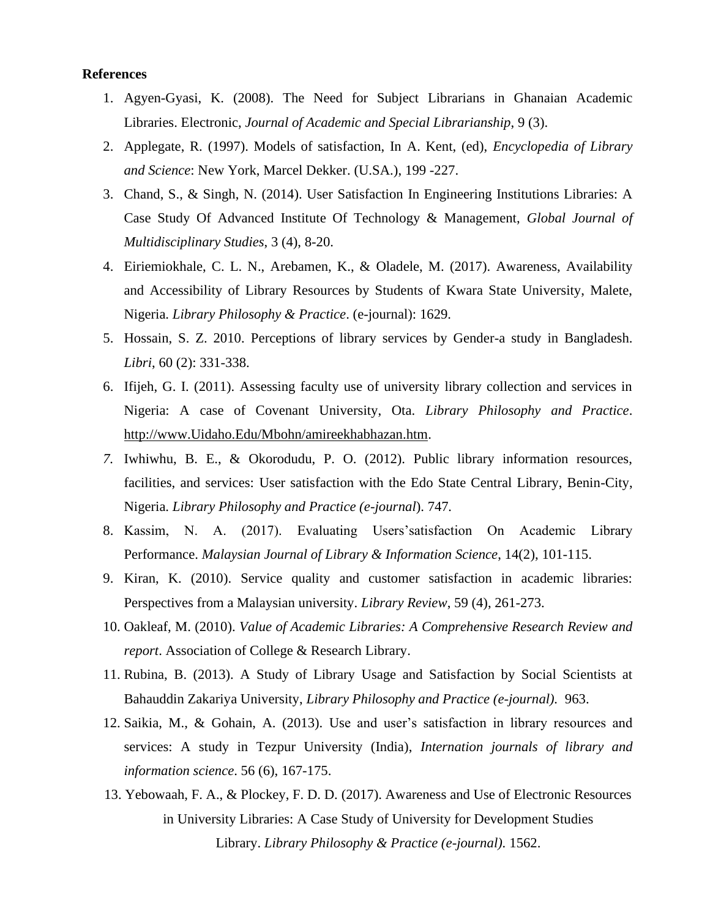**References**

1. Agyen-Gyasi, K. (2008). The Need for Subject Librarians in Ghanaian Academic Libraries. Electronic, *Journal of Academic and Special Librarianship*, 9 (3).
2. Applegate, R. (1997). Models of satisfaction, In A. Kent, (ed), *Encyclopedia of Library and Science*: New York, Marcel Dekker. (U.S.A.), 199 -227.
3. Chand, S., & Singh, N. (2014). User Satisfaction In Engineering Institutions Libraries: A Case Study Of Advanced Institute Of Technology & Management, *Global Journal of Multidisciplinary Studies*, 3 (4), 8-20.
4. Eiriemiokhale, C. L. N., Arebamen, K., & Oladele, M. (2017). Awareness, Availability and Accessibility of Library Resources by Students of Kwara State University, Malete, Nigeria. *Library Philosophy & Practice*. (e-journal): 1629.
5. Hossain, S. Z. 2010. Perceptions of library services by Gender-a study in Bangladesh. *Libri*, 60 (2): 331-338.
6. Ifijeh, G. I. (2011). Assessing faculty use of university library collection and services in Nigeria: A case of Covenant University, Ota. *Library Philosophy and Practice*. http://www.Uidaho.Edu/Mbohn/amireekhabhazan.htm.
7. Iwhiwhu, B. E., & Okorodudu, P. O. (2012). Public library information resources, facilities, and services: User satisfaction with the Edo State Central Library, Benin-City, Nigeria. *Library Philosophy and Practice (e-journal*). 747.
8. Kassim, N. A. (2017). Evaluating Users'satisfaction On Academic Library Performance. *Malaysian Journal of Library & Information Science*, 14(2), 101-115.
9. Kiran, K. (2010). Service quality and customer satisfaction in academic libraries: Perspectives from a Malaysian university. *Library Review*, 59 (4), 261-273.
10. Oakleaf, M. (2010). *Value of Academic Libraries: A Comprehensive Research Review and report*. Association of College & Research Library.
11. Rubina, B. (2013). A Study of Library Usage and Satisfaction by Social Scientists at Bahauddin Zakariya University, *Library Philosophy and Practice (e-journal).* 963.
12. Saikia, M., & Gohain, A. (2013). Use and user's satisfaction in library resources and services: A study in Tezpur University (India), *Internation journals of library and information science*. 56 (6), 167-175.
13. Yebowaah, F. A., & Plockey, F. D. D. (2017). Awareness and Use of Electronic Resources in University Libraries: A Case Study of University for Development Studies Library. *Library Philosophy & Practice (e-journal)*. 1562.